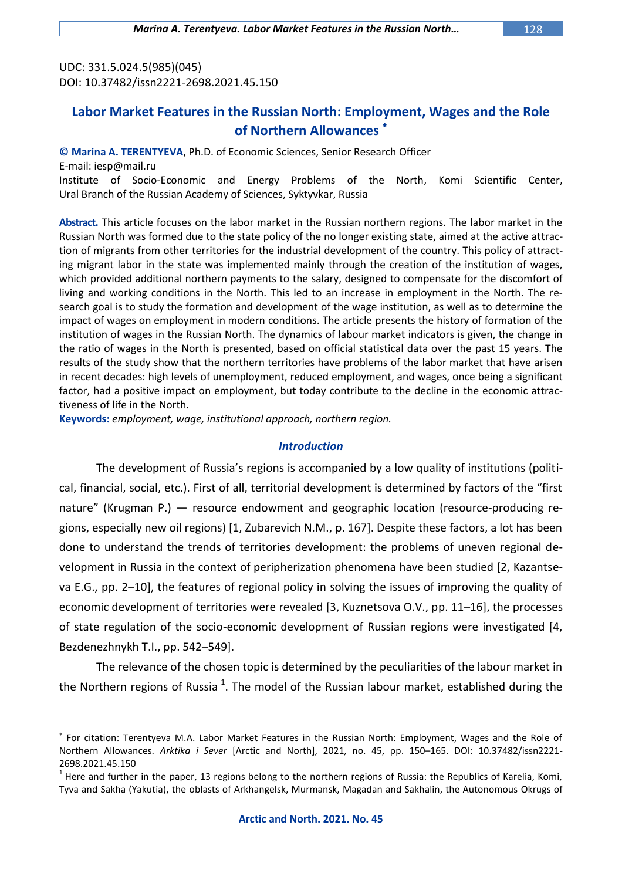UDC: 331.5.024.5(985)(045)
DOI: 10.37482/issn2221-2698.2021.45.150

# Labor Market Features in the Russian North: Employment, Wages and the Role of Northern Allowances [*]

**© Marina A. TERENTYEVA**, Ph.D. of Economic Sciences, Senior Research Officer
E-mail: iesp@mail.ru
Institute of Socio-Economic and Energy Problems of the North, Komi Scientific Center, Ural Branch of the Russian Academy of Sciences, Syktyvkar, Russia

**Abstract.** This article focuses on the labor market in the Russian northern regions. The labor market in the Russian North was formed due to the state policy of the no longer existing state, aimed at the active attraction of migrants from other territories for the industrial development of the country. This policy of attracting migrant labor in the state was implemented mainly through the creation of the institution of wages, which provided additional northern payments to the salary, designed to compensate for the discomfort of living and working conditions in the North. This led to an increase in employment in the North. The research goal is to study the formation and development of the wage institution, as well as to determine the impact of wages on employment in modern conditions. The article presents the history of formation of the institution of wages in the Russian North. The dynamics of labour market indicators is given, the change in the ratio of wages in the North is presented, based on official statistical data over the past 15 years. The results of the study show that the northern territories have problems of the labor market that have arisen in recent decades: high levels of unemployment, reduced employment, and wages, once being a significant factor, had a positive impact on employment, but today contribute to the decline in the economic attractiveness of life in the North.

**Keywords:** *employment, wage, institutional approach, northern region.*

## *Introduction*

The development of Russia's regions is accompanied by a low quality of institutions (political, financial, social, etc.). First of all, territorial development is determined by factors of the "first nature" (Krugman P.) — resource endowment and geographic location (resource-producing regions, especially new oil regions) [1, Zubarevich N.M., p. 167]. Despite these factors, a lot has been done to understand the trends of territories development: the problems of uneven regional development in Russia in the context of peripherization phenomena have been studied [2, Kazantseva E.G., pp. 2–10], the features of regional policy in solving the issues of improving the quality of economic development of territories were revealed [3, Kuznetsova O.V., pp. 11–16], the processes of state regulation of the socio-economic development of Russian regions were investigated [4, Bezdenezhnykh T.I., pp. 542–549].

The relevance of the chosen topic is determined by the peculiarities of the labour market in the Northern regions of Russia [1]. The model of the Russian labour market, established during the

---

[*] For citation: Terentyeva M.A. Labor Market Features in the Russian North: Employment, Wages and the Role of Northern Allowances. *Arktika i Sever* [Arctic and North], 2021, no. 45, pp. 150–165. DOI: 10.37482/issn2221-2698.2021.45.150

[1] Here and further in the paper, 13 regions belong to the northern regions of Russia: the Republics of Karelia, Komi, Tyva and Sakha (Yakutia), the oblasts of Arkhangelsk, Murmansk, Magadan and Sakhalin, the Autonomous Okrugs of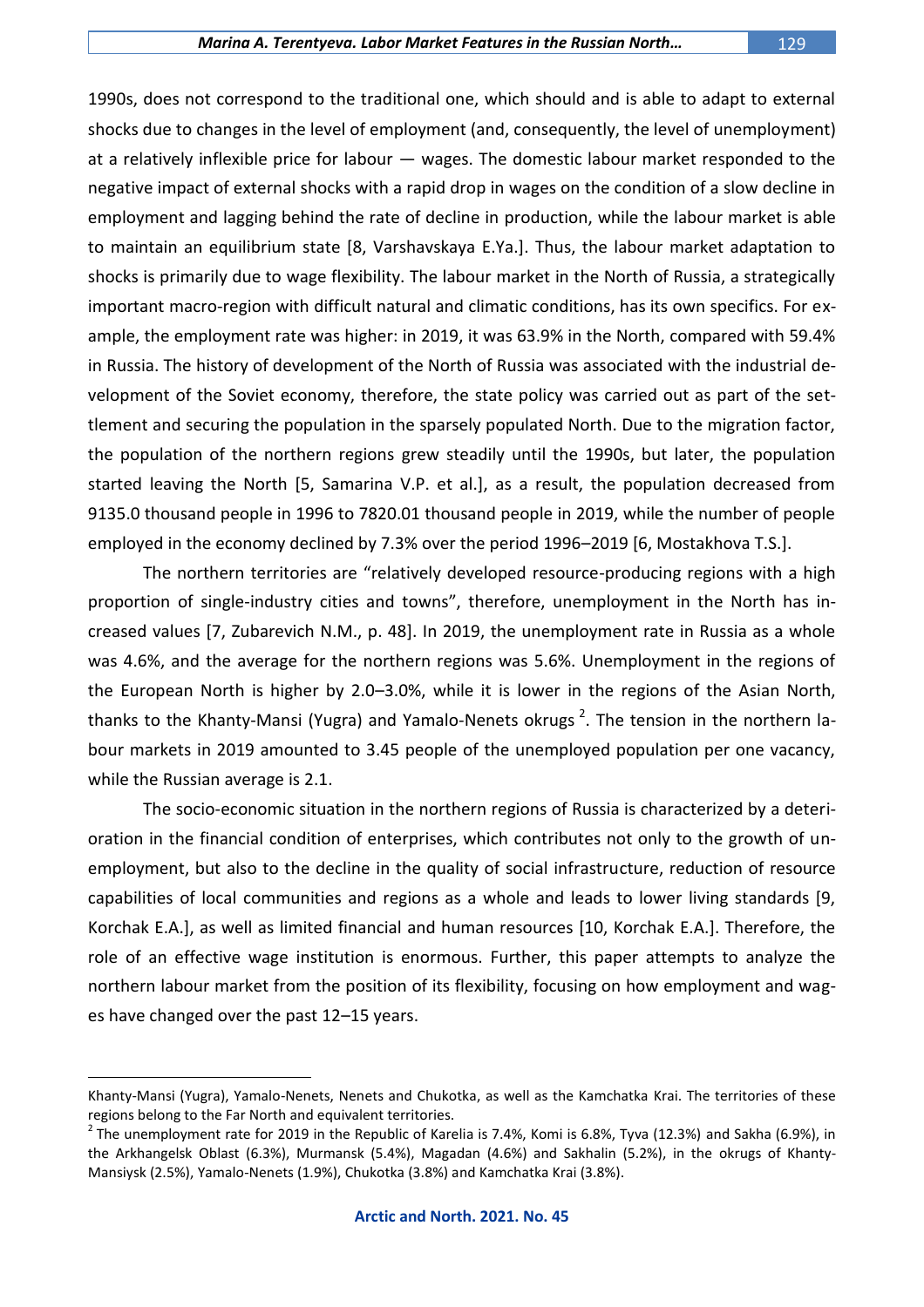1990s, does not correspond to the traditional one, which should and is able to adapt to external shocks due to changes in the level of employment (and, consequently, the level of unemployment) at a relatively inflexible price for labour — wages. The domestic labour market responded to the negative impact of external shocks with a rapid drop in wages on the condition of a slow decline in employment and lagging behind the rate of decline in production, while the labour market is able to maintain an equilibrium state [8, Varshavskaya E.Ya.]. Thus, the labour market adaptation to shocks is primarily due to wage flexibility. The labour market in the North of Russia, a strategically important macro-region with difficult natural and climatic conditions, has its own specifics. For example, the employment rate was higher: in 2019, it was 63.9% in the North, compared with 59.4% in Russia. The history of development of the North of Russia was associated with the industrial development of the Soviet economy, therefore, the state policy was carried out as part of the settlement and securing the population in the sparsely populated North. Due to the migration factor, the population of the northern regions grew steadily until the 1990s, but later, the population started leaving the North [5, Samarina V.P. et al.], as a result, the population decreased from 9135.0 thousand people in 1996 to 7820.01 thousand people in 2019, while the number of people employed in the economy declined by 7.3% over the period 1996–2019 [6, Mostakhova T.S.].

The northern territories are "relatively developed resource-producing regions with a high proportion of single-industry cities and towns", therefore, unemployment in the North has increased values [7, Zubarevich N.M., p. 48]. In 2019, the unemployment rate in Russia as a whole was 4.6%, and the average for the northern regions was 5.6%. Unemployment in the regions of the European North is higher by 2.0–3.0%, while it is lower in the regions of the Asian North, thanks to the Khanty-Mansi (Yugra) and Yamalo-Nenets okrugs [2]. The tension in the northern labour markets in 2019 amounted to 3.45 people of the unemployed population per one vacancy, while the Russian average is 2.1.

The socio-economic situation in the northern regions of Russia is characterized by a deterioration in the financial condition of enterprises, which contributes not only to the growth of unemployment, but also to the decline in the quality of social infrastructure, reduction of resource capabilities of local communities and regions as a whole and leads to lower living standards [9, Korchak E.A.], as well as limited financial and human resources [10, Korchak E.A.]. Therefore, the role of an effective wage institution is enormous. Further, this paper attempts to analyze the northern labour market from the position of its flexibility, focusing on how employment and wages have changed over the past 12–15 years.

---

Khanty-Mansi (Yugra), Yamalo-Nenets, Nenets and Chukotka, as well as the Kamchatka Krai. The territories of these regions belong to the Far North and equivalent territories.

[2] The unemployment rate for 2019 in the Republic of Karelia is 7.4%, Komi is 6.8%, Tyva (12.3%) and Sakha (6.9%), in the Arkhangelsk Oblast (6.3%), Murmansk (5.4%), Magadan (4.6%) and Sakhalin (5.2%), in the okrugs of Khanty-Mansiysk (2.5%), Yamalo-Nenets (1.9%), Chukotka (3.8%) and Kamchatka Krai (3.8%).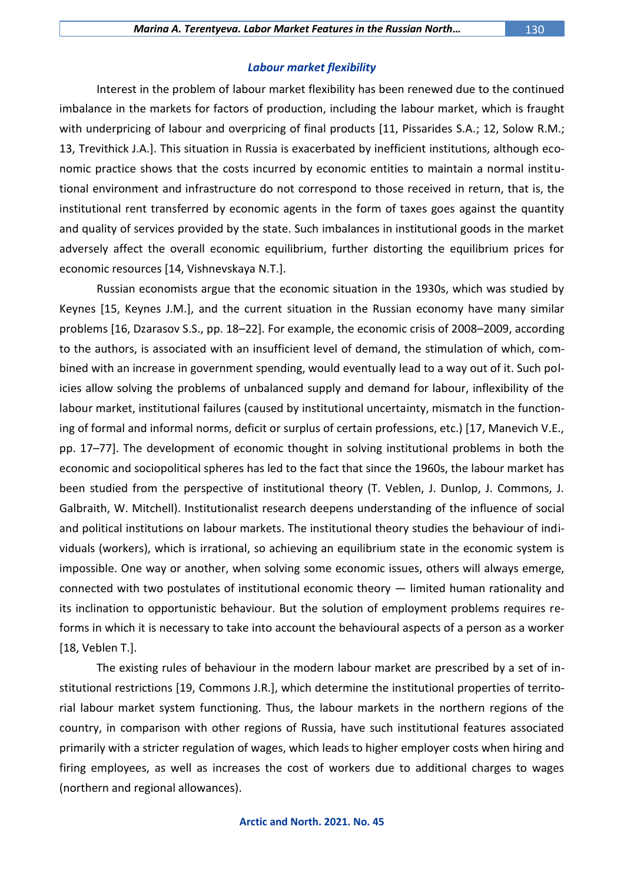### *Labour market flexibility*

Interest in the problem of labour market flexibility has been renewed due to the continued imbalance in the markets for factors of production, including the labour market, which is fraught with underpricing of labour and overpricing of final products [11, Pissarides S.A.; 12, Solow R.M.; 13, Trevithick J.A.]. This situation in Russia is exacerbated by inefficient institutions, although economic practice shows that the costs incurred by economic entities to maintain a normal institutional environment and infrastructure do not correspond to those received in return, that is, the institutional rent transferred by economic agents in the form of taxes goes against the quantity and quality of services provided by the state. Such imbalances in institutional goods in the market adversely affect the overall economic equilibrium, further distorting the equilibrium prices for economic resources [14, Vishnevskaya N.T.].

Russian economists argue that the economic situation in the 1930s, which was studied by Keynes [15, Keynes J.M.], and the current situation in the Russian economy have many similar problems [16, Dzarasov S.S., pp. 18–22]. For example, the economic crisis of 2008–2009, according to the authors, is associated with an insufficient level of demand, the stimulation of which, combined with an increase in government spending, would eventually lead to a way out of it. Such policies allow solving the problems of unbalanced supply and demand for labour, inflexibility of the labour market, institutional failures (caused by institutional uncertainty, mismatch in the functioning of formal and informal norms, deficit or surplus of certain professions, etc.) [17, Manevich V.E., pp. 17–77]. The development of economic thought in solving institutional problems in both the economic and sociopolitical spheres has led to the fact that since the 1960s, the labour market has been studied from the perspective of institutional theory (T. Veblen, J. Dunlop, J. Commons, J. Galbraith, W. Mitchell). Institutionalist research deepens understanding of the influence of social and political institutions on labour markets. The institutional theory studies the behaviour of individuals (workers), which is irrational, so achieving an equilibrium state in the economic system is impossible. One way or another, when solving some economic issues, others will always emerge, connected with two postulates of institutional economic theory — limited human rationality and its inclination to opportunistic behaviour. But the solution of employment problems requires reforms in which it is necessary to take into account the behavioural aspects of a person as a worker [18, Veblen T.].

The existing rules of behaviour in the modern labour market are prescribed by a set of institutional restrictions [19, Commons J.R.], which determine the institutional properties of territorial labour market system functioning. Thus, the labour markets in the northern regions of the country, in comparison with other regions of Russia, have such institutional features associated primarily with a stricter regulation of wages, which leads to higher employer costs when hiring and firing employees, as well as increases the cost of workers due to additional charges to wages (northern and regional allowances).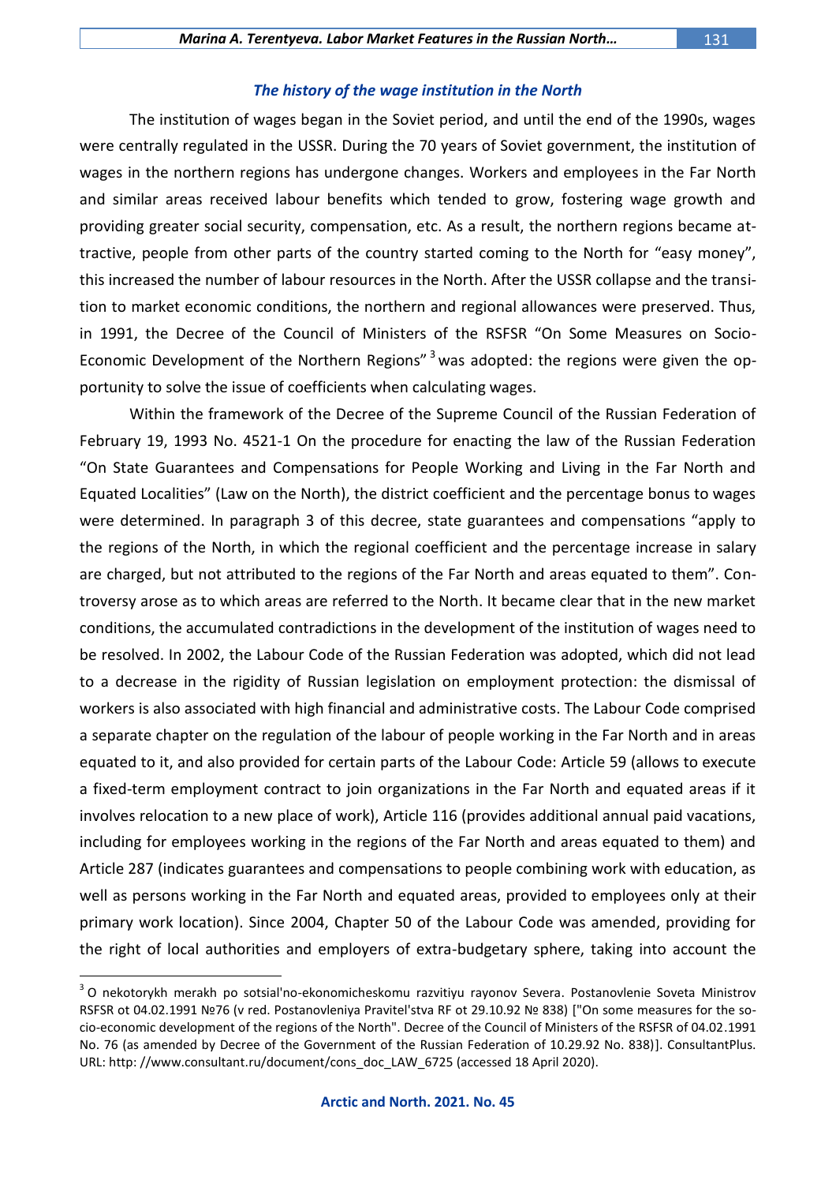### *The history of the wage institution in the North*

The institution of wages began in the Soviet period, and until the end of the 1990s, wages were centrally regulated in the USSR. During the 70 years of Soviet government, the institution of wages in the northern regions has undergone changes. Workers and employees in the Far North and similar areas received labour benefits which tended to grow, fostering wage growth and providing greater social security, compensation, etc. As a result, the northern regions became attractive, people from other parts of the country started coming to the North for "easy money", this increased the number of labour resources in the North. After the USSR collapse and the transition to market economic conditions, the northern and regional allowances were preserved. Thus, in 1991, the Decree of the Council of Ministers of the RSFSR "On Some Measures on Socio-Economic Development of the Northern Regions" [3] was adopted: the regions were given the opportunity to solve the issue of coefficients when calculating wages.

Within the framework of the Decree of the Supreme Council of the Russian Federation of February 19, 1993 No. 4521-1 On the procedure for enacting the law of the Russian Federation "On State Guarantees and Compensations for People Working and Living in the Far North and Equated Localities" (Law on the North), the district coefficient and the percentage bonus to wages were determined. In paragraph 3 of this decree, state guarantees and compensations "apply to the regions of the North, in which the regional coefficient and the percentage increase in salary are charged, but not attributed to the regions of the Far North and areas equated to them". Controversy arose as to which areas are referred to the North. It became clear that in the new market conditions, the accumulated contradictions in the development of the institution of wages need to be resolved. In 2002, the Labour Code of the Russian Federation was adopted, which did not lead to a decrease in the rigidity of Russian legislation on employment protection: the dismissal of workers is also associated with high financial and administrative costs. The Labour Code comprised a separate chapter on the regulation of the labour of people working in the Far North and in areas equated to it, and also provided for certain parts of the Labour Code: Article 59 (allows to execute a fixed-term employment contract to join organizations in the Far North and equated areas if it involves relocation to a new place of work), Article 116 (provides additional annual paid vacations, including for employees working in the regions of the Far North and areas equated to them) and Article 287 (indicates guarantees and compensations to people combining work with education, as well as persons working in the Far North and equated areas, provided to employees only at their primary work location). Since 2004, Chapter 50 of the Labour Code was amended, providing for the right of local authorities and employers of extra-budgetary sphere, taking into account the

---

[3] O nekotorykh merakh po sotsial'no-ekonomicheskomu razvitiyu rayonov Severa. Postanovlenie Soveta Ministrov RSFSR ot 04.02.1991 №76 (v red. Postanovleniya Pravitel'stva RF ot 29.10.92 № 838) ["On some measures for the socio-economic development of the regions of the North". Decree of the Council of Ministers of the RSFSR of 04.02.1991 No. 76 (as amended by Decree of the Government of the Russian Federation of 10.29.92 No. 838)]. ConsultantPlus. URL: http: //www.consultant.ru/document/cons_doc_LAW_6725 (accessed 18 April 2020).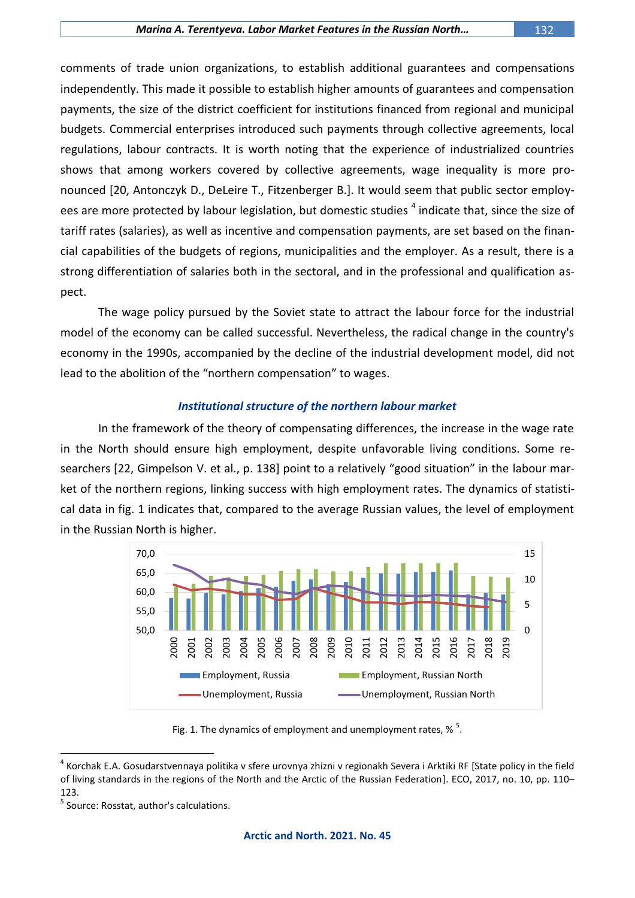comments of trade union organizations, to establish additional guarantees and compensations independently. This made it possible to establish higher amounts of guarantees and compensation payments, the size of the district coefficient for institutions financed from regional and municipal budgets. Commercial enterprises introduced such payments through collective agreements, local regulations, labour contracts. It is worth noting that the experience of industrialized countries shows that among workers covered by collective agreements, wage inequality is more pronounced [20, Antonczyk D., DeLeire T., Fitzenberger B.]. It would seem that public sector employees are more protected by labour legislation, but domestic studies [4] indicate that, since the size of tariff rates (salaries), as well as incentive and compensation payments, are set based on the financial capabilities of the budgets of regions, municipalities and the employer. As a result, there is a strong differentiation of salaries both in the sectoral, and in the professional and qualification aspect.

The wage policy pursued by the Soviet state to attract the labour force for the industrial model of the economy can be called successful. Nevertheless, the radical change in the country's economy in the 1990s, accompanied by the decline of the industrial development model, did not lead to the abolition of the "northern compensation" to wages.

### *Institutional structure of the northern labour market*

In the framework of the theory of compensating differences, the increase in the wage rate in the North should ensure high employment, despite unfavorable living conditions. Some researchers [22, Gimpelson V. et al., p. 138] point to a relatively "good situation" in the labour market of the northern regions, linking success with high employment rates. The dynamics of statistical data in fig. 1 indicates that, compared to the average Russian values, the level of employment in the Russian North is higher.

Fig. 1. The dynamics of employment and unemployment rates, % [5].

---

[4] Korchak E.A. Gosudarstvennaya politika v sfere urovnya zhizni v regionakh Severa i Arktiki RF [State policy in the field of living standards in the regions of the North and the Arctic of the Russian Federation]. ECO, 2017, no. 10, pp. 110–123.

[5] Source: Rosstat, author's calculations.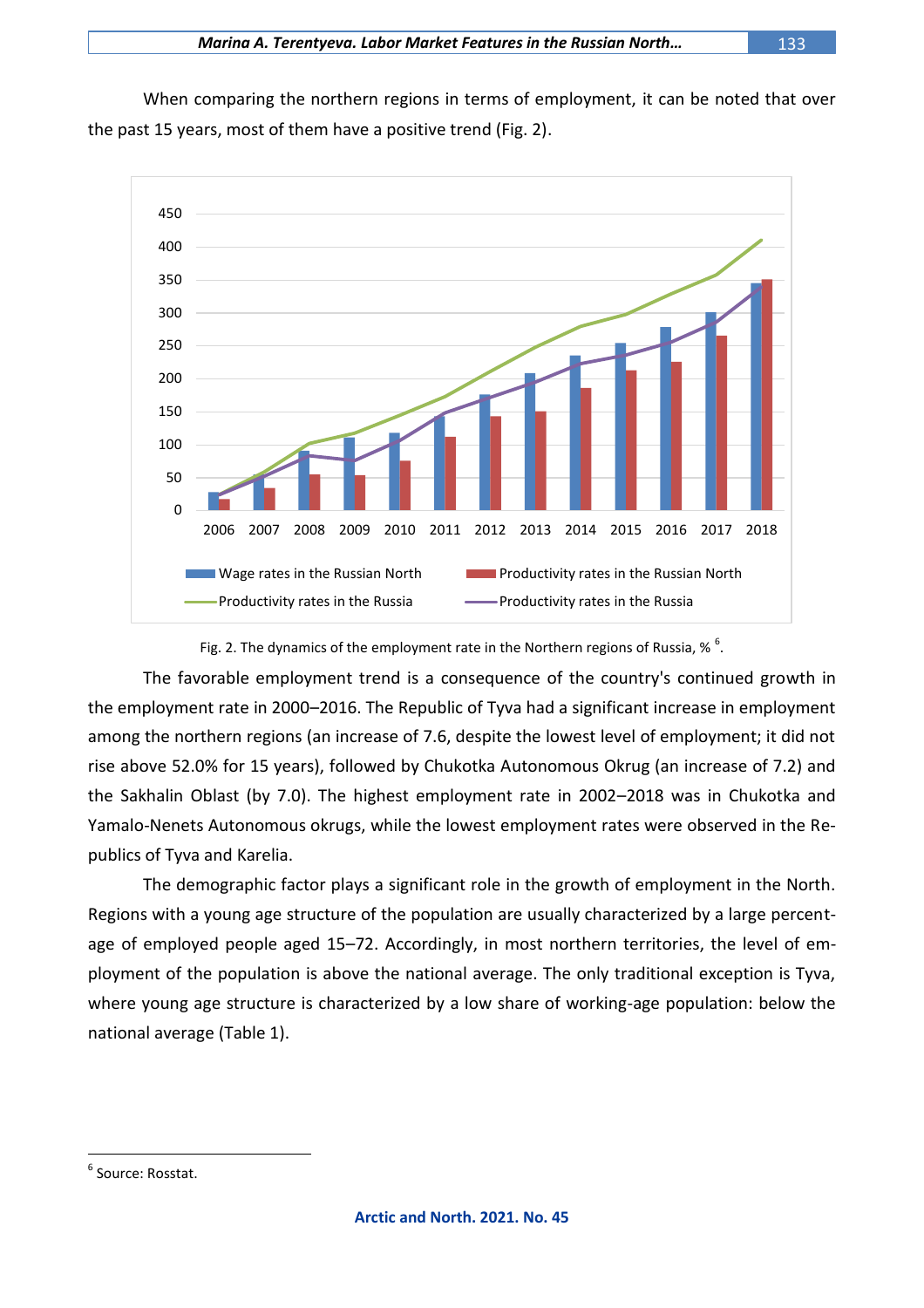When comparing the northern regions in terms of employment, it can be noted that over the past 15 years, most of them have a positive trend (Fig. 2).

Fig. 2. The dynamics of the employment rate in the Northern regions of Russia, % [6].

The favorable employment trend is a consequence of the country's continued growth in the employment rate in 2000–2016. The Republic of Tyva had a significant increase in employment among the northern regions (an increase of 7.6, despite the lowest level of employment; it did not rise above 52.0% for 15 years), followed by Chukotka Autonomous Okrug (an increase of 7.2) and the Sakhalin Oblast (by 7.0). The highest employment rate in 2002–2018 was in Chukotka and Yamalo-Nenets Autonomous okrugs, while the lowest employment rates were observed in the Republics of Tyva and Karelia.

The demographic factor plays a significant role in the growth of employment in the North. Regions with a young age structure of the population are usually characterized by a large percentage of employed people aged 15–72. Accordingly, in most northern territories, the level of employment of the population is above the national average. The only traditional exception is Tyva, where young age structure is characterized by a low share of working-age population: below the national average (Table 1).

[6] Source: Rosstat.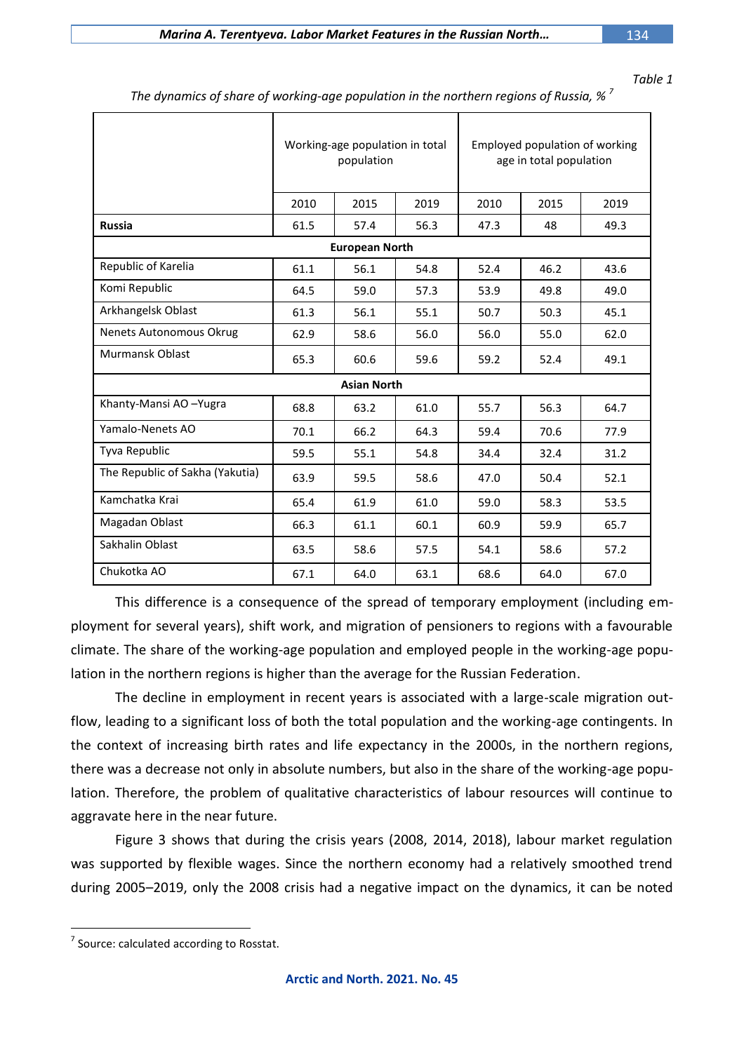*Table 1*

*The dynamics of share of working-age population in the northern regions of Russia, %* [7]

| | Working-age population in total population | | | Employed population of working age in total population | | |
|---|---|---|---|---|---|---|
| | 2010 | 2015 | 2019 | 2010 | 2015 | 2019 |
| **Russia** | 61.5 | 57.4 | 56.3 | 47.3 | 48 | 49.3 |
| **European North** | | | | | | |
| Republic of Karelia | 61.1 | 56.1 | 54.8 | 52.4 | 46.2 | 43.6 |
| Komi Republic | 64.5 | 59.0 | 57.3 | 53.9 | 49.8 | 49.0 |
| Arkhangelsk Oblast | 61.3 | 56.1 | 55.1 | 50.7 | 50.3 | 45.1 |
| Nenets Autonomous Okrug | 62.9 | 58.6 | 56.0 | 56.0 | 55.0 | 62.0 |
| Murmansk Oblast | 65.3 | 60.6 | 59.6 | 59.2 | 52.4 | 49.1 |
| **Asian North** | | | | | | |
| Khanty-Mansi AO –Yugra | 68.8 | 63.2 | 61.0 | 55.7 | 56.3 | 64.7 |
| Yamalo-Nenets AO | 70.1 | 66.2 | 64.3 | 59.4 | 70.6 | 77.9 |
| Tyva Republic | 59.5 | 55.1 | 54.8 | 34.4 | 32.4 | 31.2 |
| The Republic of Sakha (Yakutia) | 63.9 | 59.5 | 58.6 | 47.0 | 50.4 | 52.1 |
| Kamchatka Krai | 65.4 | 61.9 | 61.0 | 59.0 | 58.3 | 53.5 |
| Magadan Oblast | 66.3 | 61.1 | 60.1 | 60.9 | 59.9 | 65.7 |
| Sakhalin Oblast | 63.5 | 58.6 | 57.5 | 54.1 | 58.6 | 57.2 |
| Chukotka AO | 67.1 | 64.0 | 63.1 | 68.6 | 64.0 | 67.0 |

This difference is a consequence of the spread of temporary employment (including employment for several years), shift work, and migration of pensioners to regions with a favourable climate. The share of the working-age population and employed people in the working-age population in the northern regions is higher than the average for the Russian Federation.

The decline in employment in recent years is associated with a large-scale migration outflow, leading to a significant loss of both the total population and the working-age contingents. In the context of increasing birth rates and life expectancy in the 2000s, in the northern regions, there was a decrease not only in absolute numbers, but also in the share of the working-age population. Therefore, the problem of qualitative characteristics of labour resources will continue to aggravate here in the near future.

Figure 3 shows that during the crisis years (2008, 2014, 2018), labour market regulation was supported by flexible wages. Since the northern economy had a relatively smoothed trend during 2005–2019, only the 2008 crisis had a negative impact on the dynamics, it can be noted

[7] Source: calculated according to Rosstat.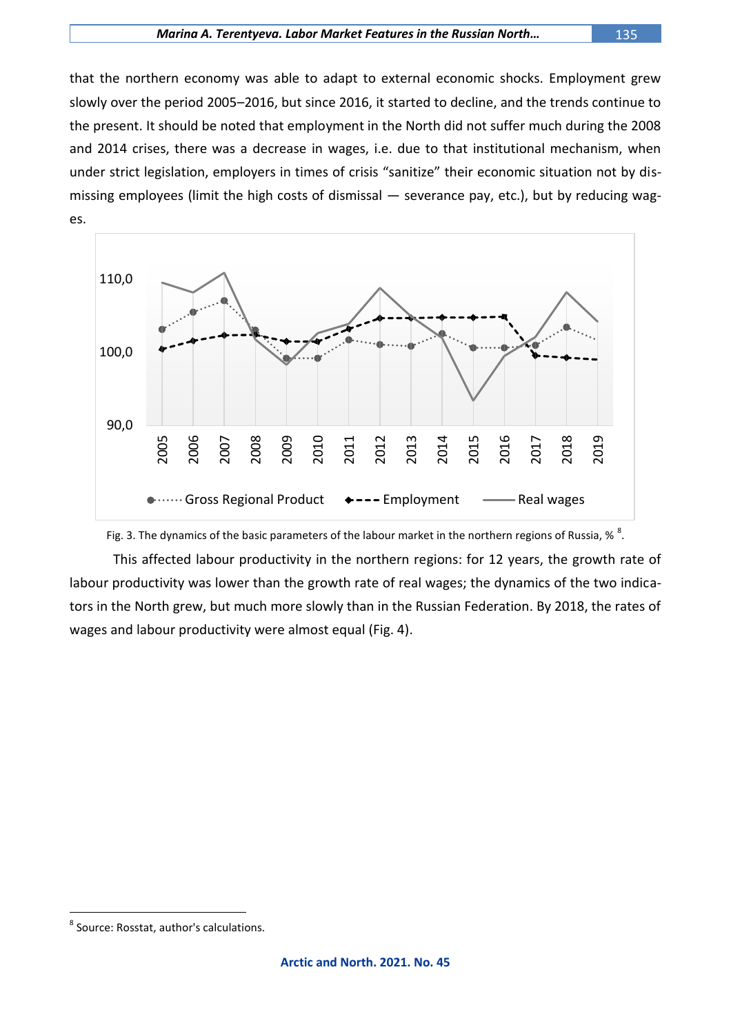that the northern economy was able to adapt to external economic shocks. Employment grew slowly over the period 2005–2016, but since 2016, it started to decline, and the trends continue to the present. It should be noted that employment in the North did not suffer much during the 2008 and 2014 crises, there was a decrease in wages, i.e. due to that institutional mechanism, when under strict legislation, employers in times of crisis "sanitize" their economic situation not by dismissing employees (limit the high costs of dismissal — severance pay, etc.), but by reducing wages.

Fig. 3. The dynamics of the basic parameters of the labour market in the northern regions of Russia, % [8].

This affected labour productivity in the northern regions: for 12 years, the growth rate of labour productivity was lower than the growth rate of real wages; the dynamics of the two indicators in the North grew, but much more slowly than in the Russian Federation. By 2018, the rates of wages and labour productivity were almost equal (Fig. 4).

[8] Source: Rosstat, author's calculations.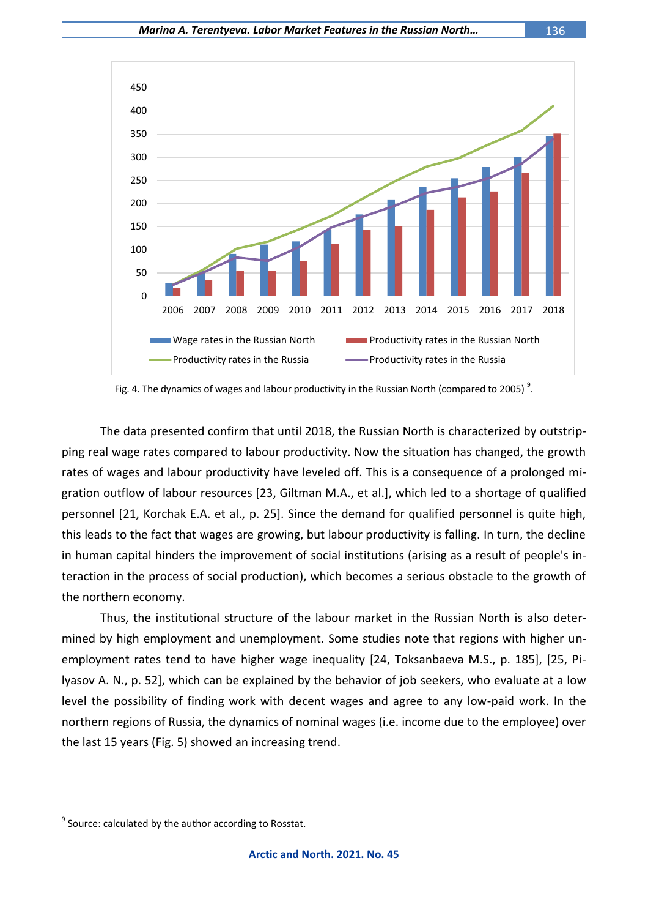Fig. 4. The dynamics of wages and labour productivity in the Russian North (compared to 2005) [9].

The data presented confirm that until 2018, the Russian North is characterized by outstripping real wage rates compared to labour productivity. Now the situation has changed, the growth rates of wages and labour productivity have leveled off. This is a consequence of a prolonged migration outflow of labour resources [23, Giltman M.A., et al.], which led to a shortage of qualified personnel [21, Korchak E.A. et al., p. 25]. Since the demand for qualified personnel is quite high, this leads to the fact that wages are growing, but labour productivity is falling. In turn, the decline in human capital hinders the improvement of social institutions (arising as a result of people's interaction in the process of social production), which becomes a serious obstacle to the growth of the northern economy.

Thus, the institutional structure of the labour market in the Russian North is also determined by high employment and unemployment. Some studies note that regions with higher unemployment rates tend to have higher wage inequality [24, Toksanbaeva M.S., p. 185], [25, Pilyasov A. N., p. 52], which can be explained by the behavior of job seekers, who evaluate at a low level the possibility of finding work with decent wages and agree to any low-paid work. In the northern regions of Russia, the dynamics of nominal wages (i.e. income due to the employee) over the last 15 years (Fig. 5) showed an increasing trend.

[9] Source: calculated by the author according to Rosstat.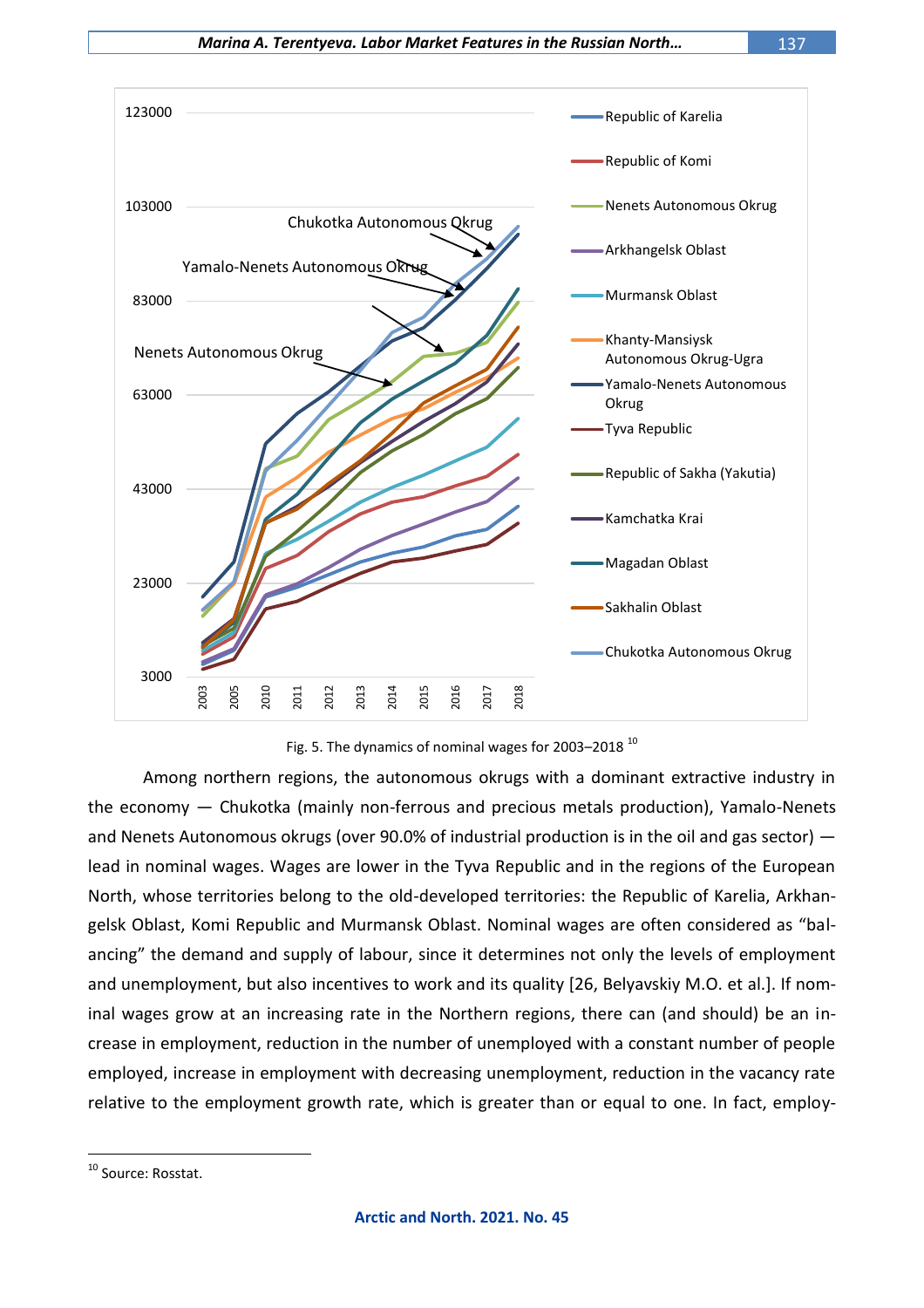Fig. 5. The dynamics of nominal wages for 2003–2018 [10]

Among northern regions, the autonomous okrugs with a dominant extractive industry in the economy — Chukotka (mainly non-ferrous and precious metals production), Yamalo-Nenets and Nenets Autonomous okrugs (over 90.0% of industrial production is in the oil and gas sector) — lead in nominal wages. Wages are lower in the Tyva Republic and in the regions of the European North, whose territories belong to the old-developed territories: the Republic of Karelia, Arkhangelsk Oblast, Komi Republic and Murmansk Oblast. Nominal wages are often considered as "balancing" the demand and supply of labour, since it determines not only the levels of employment and unemployment, but also incentives to work and its quality [26, Belyavskiy M.O. et al.]. If nominal wages grow at an increasing rate in the Northern regions, there can (and should) be an increase in employment, reduction in the number of unemployed with a constant number of people employed, increase in employment with decreasing unemployment, reduction in the vacancy rate relative to the employment growth rate, which is greater than or equal to one. In fact, employ-

---

[10] Source: Rosstat.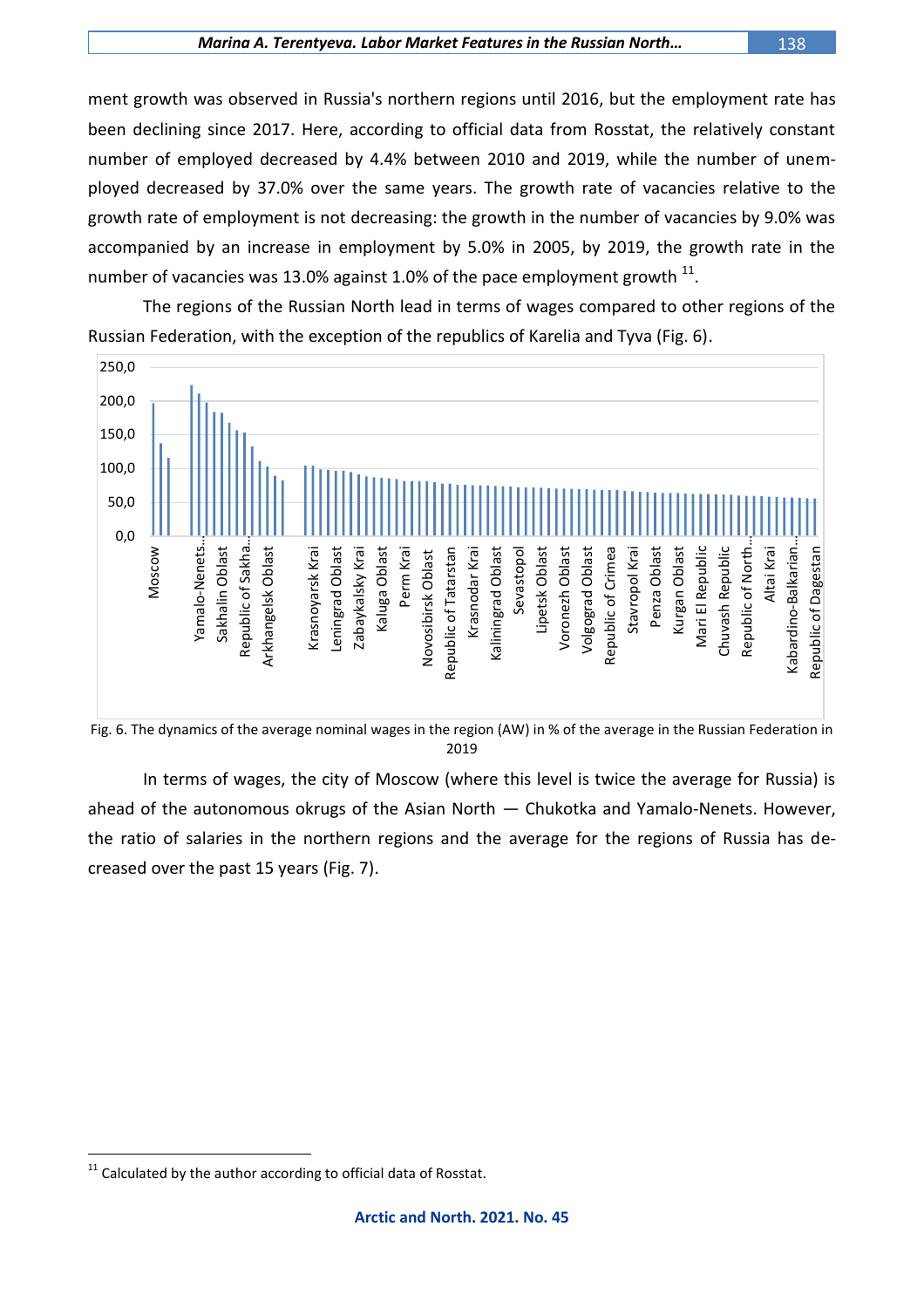ment growth was observed in Russia's northern regions until 2016, but the employment rate has been declining since 2017. Here, according to official data from Rosstat, the relatively constant number of employed decreased by 4.4% between 2010 and 2019, while the number of unemployed decreased by 37.0% over the same years. The growth rate of vacancies relative to the growth rate of employment is not decreasing: the growth in the number of vacancies by 9.0% was accompanied by an increase in employment by 5.0% in 2005, by 2019, the growth rate in the number of vacancies was 13.0% against 1.0% of the pace employment growth [11].

The regions of the Russian North lead in terms of wages compared to other regions of the Russian Federation, with the exception of the republics of Karelia and Tyva (Fig. 6).

Fig. 6. The dynamics of the average nominal wages in the region (AW) in % of the average in the Russian Federation in 2019

In terms of wages, the city of Moscow (where this level is twice the average for Russia) is ahead of the autonomous okrugs of the Asian North — Chukotka and Yamalo-Nenets. However, the ratio of salaries in the northern regions and the average for the regions of Russia has decreased over the past 15 years (Fig. 7).

[11] Calculated by the author according to official data of Rosstat.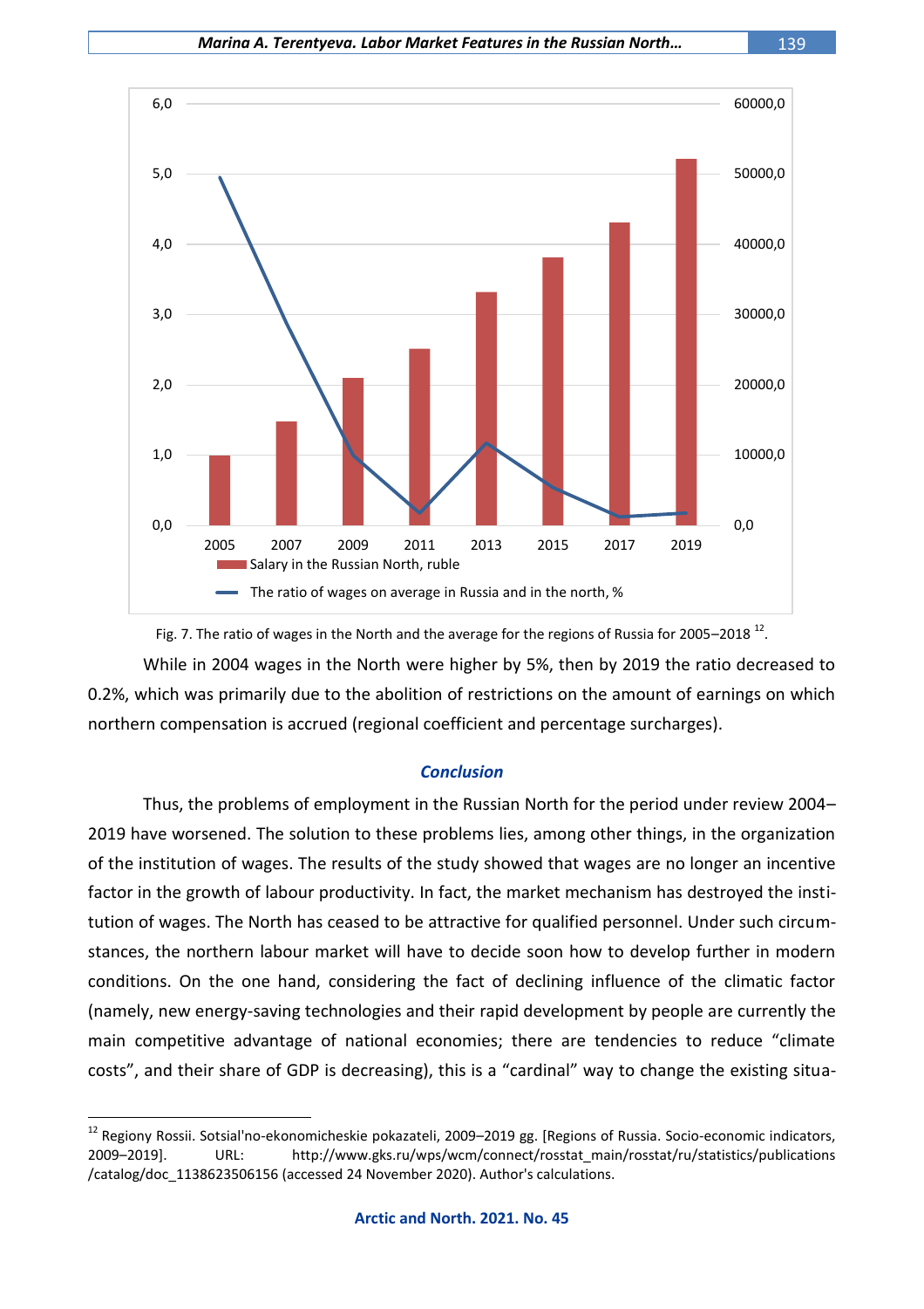Fig. 7. The ratio of wages in the North and the average for the regions of Russia for 2005–2018 [12].

While in 2004 wages in the North were higher by 5%, then by 2019 the ratio decreased to 0.2%, which was primarily due to the abolition of restrictions on the amount of earnings on which northern compensation is accrued (regional coefficient and percentage surcharges).

## *Conclusion*

Thus, the problems of employment in the Russian North for the period under review 2004–2019 have worsened. The solution to these problems lies, among other things, in the organization of the institution of wages. The results of the study showed that wages are no longer an incentive factor in the growth of labour productivity. In fact, the market mechanism has destroyed the institution of wages. The North has ceased to be attractive for qualified personnel. Under such circumstances, the northern labour market will have to decide soon how to develop further in modern conditions. On the one hand, considering the fact of declining influence of the climatic factor (namely, new energy-saving technologies and their rapid development by people are currently the main competitive advantage of national economies; there are tendencies to reduce "climate costs", and their share of GDP is decreasing), this is a "cardinal" way to change the existing situa-

---

[12] Regiony Rossii. Sotsial'no-ekonomicheskie pokazateli, 2009–2019 gg. [Regions of Russia. Socio-economic indicators, 2009–2019]. URL: http://www.gks.ru/wps/wcm/connect/rosstat_main/rosstat/ru/statistics/publications/catalog/doc_1138623506156 (accessed 24 November 2020). Author's calculations.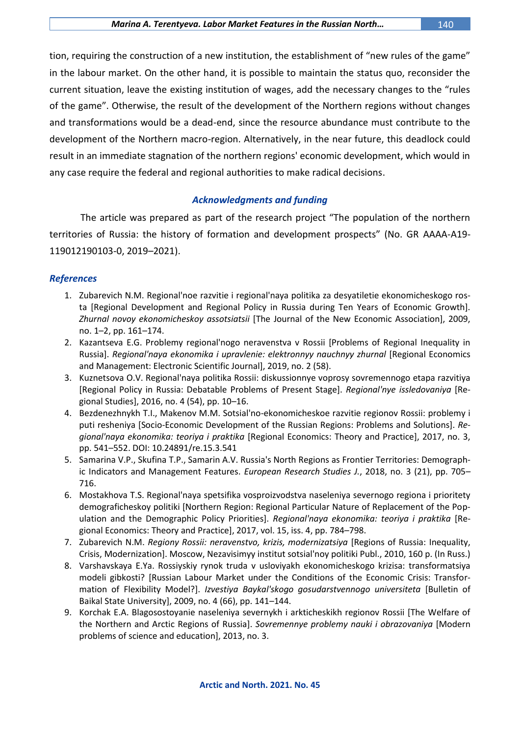tion, requiring the construction of a new institution, the establishment of "new rules of the game" in the labour market. On the other hand, it is possible to maintain the status quo, reconsider the current situation, leave the existing institution of wages, add the necessary changes to the "rules of the game". Otherwise, the result of the development of the Northern regions without changes and transformations would be a dead-end, since the resource abundance must contribute to the development of the Northern macro-region. Alternatively, in the near future, this deadlock could result in an immediate stagnation of the northern regions' economic development, which would in any case require the federal and regional authorities to make radical decisions.

## *Acknowledgments and funding*

The article was prepared as part of the research project "The population of the northern territories of Russia: the history of formation and development prospects" (No. GR AAAA-A19-119012190103-0, 2019–2021).

## *References*

1. Zubarevich N.M. Regional'noe razvitie i regional'naya politika za desyatiletie ekonomicheskogo rosta [Regional Development and Regional Policy in Russia during Ten Years of Economic Growth]. *Zhurnal novoy ekonomicheskoy assotsiatsii* [The Journal of the New Economic Association], 2009, no. 1–2, pp. 161–174.
2. Kazantseva E.G. Problemy regional'nogo neravenstva v Rossii [Problems of Regional Inequality in Russia]. *Regional'naya ekonomika i upravlenie: elektronnyy nauchnyy zhurnal* [Regional Economics and Management: Electronic Scientific Journal], 2019, no. 2 (58).
3. Kuznetsova O.V. Regional'naya politika Rossii: diskussionnye voprosy sovremennogo etapa razvitiya [Regional Policy in Russia: Debatable Problems of Present Stage]. *Regional'nye issledovaniya* [Regional Studies], 2016, no. 4 (54), pp. 10–16.
4. Bezdenezhnykh T.I., Makenov M.M. Sotsial'no-ekonomicheskoe razvitie regionov Rossii: problemy i puti resheniya [Socio-Economic Development of the Russian Regions: Problems and Solutions]. *Regional'naya ekonomika: teoriya i praktika* [Regional Economics: Theory and Practice], 2017, no. 3, pp. 541–552. DOI: 10.24891/re.15.3.541
5. Samarina V.P., Skufina T.P., Samarin A.V. Russia's North Regions as Frontier Territories: Demographic Indicators and Management Features. *European Research Studies J.*, 2018, no. 3 (21), pp. 705–716.
6. Mostakhova T.S. Regional'naya spetsifika vosproizvodstva naseleniya severnogo regiona i prioritety demograficheskoy politiki [Northern Region: Regional Particular Nature of Replacement of the Population and the Demographic Policy Priorities]. *Regional'naya ekonomika: teoriya i praktika* [Regional Economics: Theory and Practice], 2017, vol. 15, iss. 4, pp. 784–798.
7. Zubarevich N.M. *Regiony Rossii: neravenstvo, krizis, modernizatsiya* [Regions of Russia: Inequality, Crisis, Modernization]. Moscow, Nezavisimyy institut sotsial'noy politiki Publ., 2010, 160 p. (In Russ.)
8. Varshavskaya E.Ya. Rossiyskiy rynok truda v usloviyakh ekonomicheskogo krizisa: transformatsiya modeli gibkosti? [Russian Labour Market under the Conditions of the Economic Crisis: Transformation of Flexibility Model?]. *Izvestiya Baykal'skogo gosudarstvennogo universiteta* [Bulletin of Baikal State University], 2009, no. 4 (66), pp. 141–144.
9. Korchak E.A. Blagosostoyanie naseleniya severnykh i arkticheskikh regionov Rossii [The Welfare of the Northern and Arctic Regions of Russia]. *Sovremennye problemy nauki i obrazovaniya* [Modern problems of science and education], 2013, no. 3.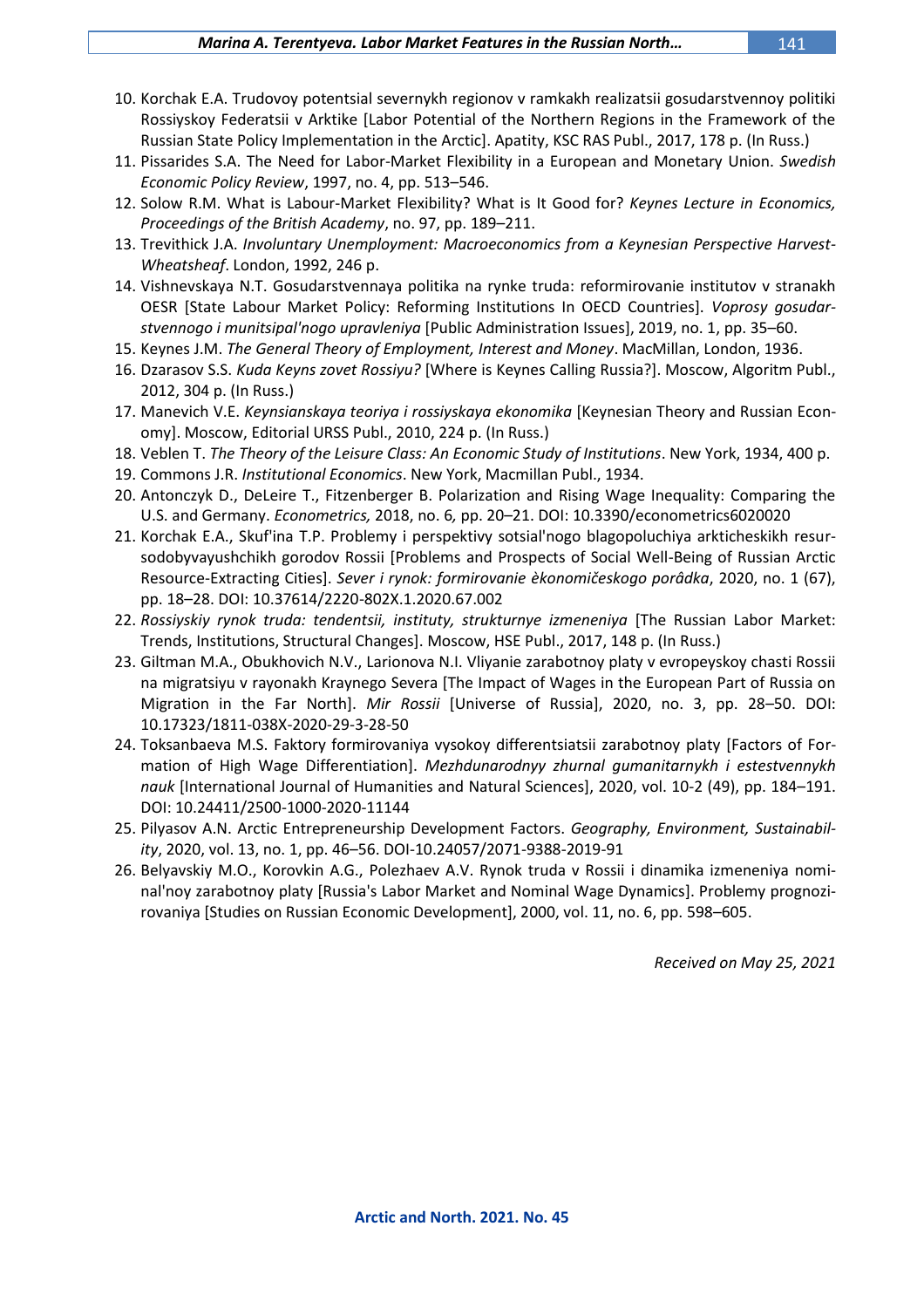10. Korchak E.A. Trudovoy potentsial severnykh regionov v ramkakh realizatsii gosudarstvennoy politiki Rossiyskoy Federatsii v Arktike [Labor Potential of the Northern Regions in the Framework of the Russian State Policy Implementation in the Arctic]. Apatity, KSC RAS Publ., 2017, 178 p. (In Russ.)
11. Pissarides S.A. The Need for Labor-Market Flexibility in a European and Monetary Union. *Swedish Economic Policy Review*, 1997, no. 4, pp. 513–546.
12. Solow R.M. What is Labour-Market Flexibility? What is It Good for? *Keynes Lecture in Economics, Proceedings of the British Academy*, no. 97, pp. 189–211.
13. Trevithick J.A. *Involuntary Unemployment: Macroeconomics from a Keynesian Perspective Harvest-Wheatsheaf*. London, 1992, 246 p.
14. Vishnevskaya N.T. Gosudarstvennaya politika na rynke truda: reformirovanie institutov v stranakh OESR [State Labour Market Policy: Reforming Institutions In OECD Countries]. *Voprosy gosudarstvennogo i munitsipal'nogo upravleniya* [Public Administration Issues], 2019, no. 1, pp. 35–60.
15. Keynes J.M. *The General Theory of Employment, Interest and Money*. MacMillan, London, 1936.
16. Dzarasov S.S. *Kuda Keyns zovet Rossiyu?* [Where is Keynes Calling Russia?]. Moscow, Algoritm Publ., 2012, 304 p. (In Russ.)
17. Manevich V.E. *Keynsianskaya teoriya i rossiyskaya ekonomika* [Keynesian Theory and Russian Economy]. Moscow, Editorial URSS Publ., 2010, 224 p. (In Russ.)
18. Veblen T. *The Theory of the Leisure Class: An Economic Study of Institutions*. New York, 1934, 400 p.
19. Commons J.R. *Institutional Economics*. New York, Macmillan Publ., 1934.
20. Antonczyk D., DeLeire T., Fitzenberger B. Polarization and Rising Wage Inequality: Comparing the U.S. and Germany. *Econometrics,* 2018, no. 6*,* pp. 20–21. DOI: 10.3390/econometrics6020020
21. Korchak E.A., Skuf'ina T.P. Problemy i perspektivy sotsial'nogo blagopoluchiya arkticheskikh resursodobyvayushchikh gorodov Rossii [Problems and Prospects of Social Well-Being of Russian Arctic Resource-Extracting Cities]. *Sever i rynok: formirovanie èkonomičeskogo porâdka*, 2020, no. 1 (67), pp. 18–28. DOI: 10.37614/2220-802X.1.2020.67.002
22. *Rossiyskiy rynok truda: tendentsii, instituty, strukturnye izmeneniya* [The Russian Labor Market: Trends, Institutions, Structural Changes]. Moscow, HSE Publ., 2017, 148 p. (In Russ.)
23. Giltman M.A., Obukhovich N.V., Larionova N.I. Vliyanie zarabotnoy platy v evropeyskoy chasti Rossii na migratsiyu v rayonakh Kraynego Severa [The Impact of Wages in the European Part of Russia on Migration in the Far North]. *Mir Rossii* [Universe of Russia], 2020, no. 3, pp. 28–50. DOI: 10.17323/1811-038X-2020-29-3-28-50
24. Toksanbaeva M.S. Faktory formirovaniya vysokoy differentsiatsii zarabotnoy platy [Factors of Formation of High Wage Differentiation]. *Mezhdunarodnyy zhurnal gumanitarnykh i estestvennykh nauk* [International Journal of Humanities and Natural Sciences], 2020, vol. 10-2 (49), pp. 184–191. DOI: 10.24411/2500-1000-2020-11144
25. Pilyasov A.N. Arctic Entrepreneurship Development Factors. *Geography, Environment, Sustainability*, 2020, vol. 13, no. 1, pp. 46–56. DOI-10.24057/2071-9388-2019-91
26. Belyavskiy M.O., Korovkin A.G., Polezhaev A.V. Rynok truda v Rossii i dinamika izmeneniya nominal'noy zarabotnoy platy [Russia's Labor Market and Nominal Wage Dynamics]. Problemy prognozirovaniya [Studies on Russian Economic Development], 2000, vol. 11, no. 6, pp. 598–605.

*Received on May 25, 2021*